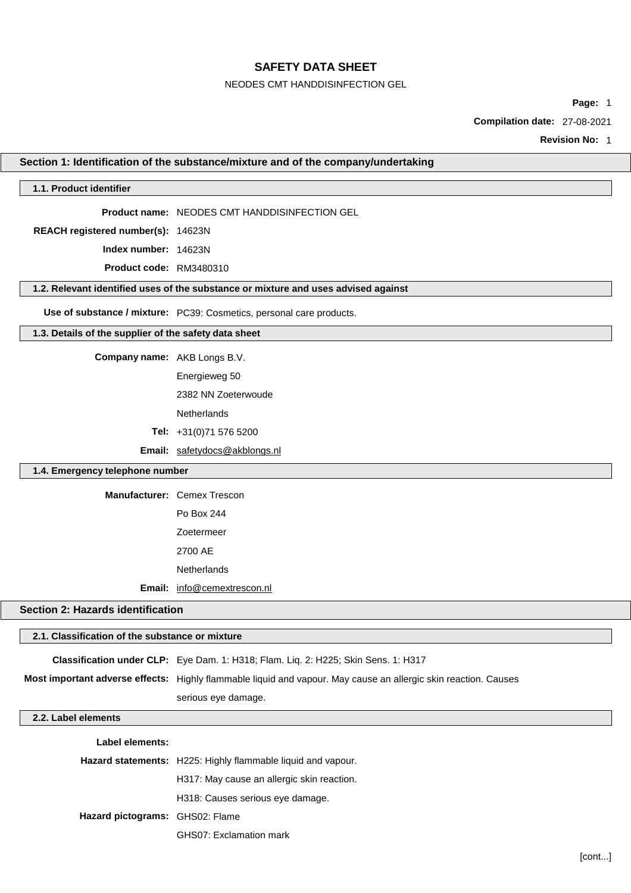# SAFETY DATA SHEET

NEODES CMT HANDDISINFECTION GEL

**Page:** 1

**Compilation date:** 27-08-2021

**Revision No:** 1

## Section 1: Identification of the substance/mixture and of the company/undertaking

### 1.1. Product identifier

**Product name:** NEODES CMT HANDDISINFECTION GEL

**REACH registered number(s):** 14623N

**Index number:** 14623N

**Product code:** RM3480310

### 1.2. Relevant identified uses of the substance or mixture and uses advised against

**Use of substance / mixture:** PC39: Cosmetics, personal care products.

### 1.3. Details of the supplier of the safety data sheet

**Company name:** AKB Longs B.V.

Energieweg 50

2382 NN Zoeterwoude

Netherlands

**Tel:** +31(0)71 576 5200

**Email:** safetydocs@akblongs.nl

### 1.4. Emergency telephone number

**Manufacturer:** Cemex Trescon

Po Box 244

Zoetermeer

2700 AE

Netherlands

**Email:** info@cemextrescon.nl

## Section 2: Hazards identification

### 2.1. Classification of the substance or mixture

**Classification under CLP:** Eye Dam. 1: H318; Flam. Liq. 2: H225; Skin Sens. 1: H317

**Most important adverse effects:** Highly flammable liquid and vapour. May cause an allergic skin reaction. Causes serious eye damage.

### 2.2. Label elements

**Label elements:**

**Hazard statements:** H225: Highly flammable liquid and vapour.

H317: May cause an allergic skin reaction.

H318: Causes serious eye damage.

**Hazard pictograms:** GHS02: Flame

GHS07: Exclamation mark

[cont...]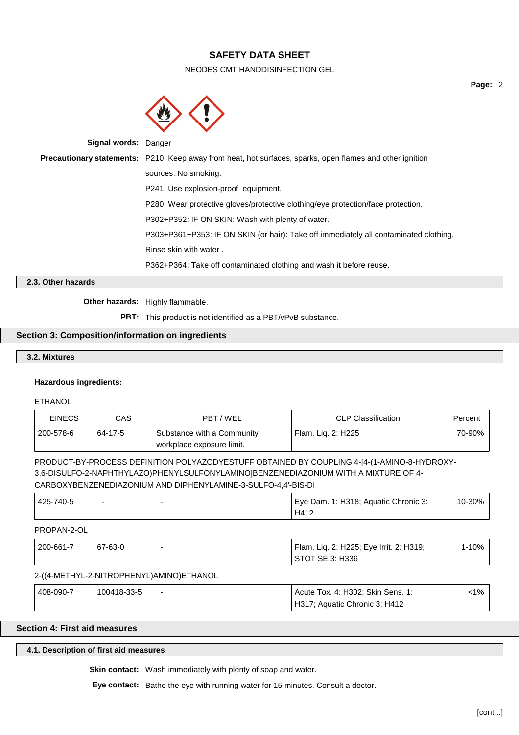Signal words: Danger

**Precautionary statements:** P210: Keep away from heat, hot surfaces, sparks, open flames and other ignition sources. No smoking.

P241: Use explosion-proof equipment.

P280: Wear protective gloves/protective clothing/eye protection/face protection.

P302+P352: IF ON SKIN: Wash with plenty of water.

P303+P361+P353: IF ON SKIN (or hair): Take off immediately all contaminated clothing. Rinse skin with water .

P362+P364: Take off contaminated clothing and wash it before reuse.

### 2.3. Other hazards

**Other hazards:** Highly flammable.

**PBT:** This product is not identified as a PBT/vPvB substance.

## Section 3: Composition/information on ingredients

### 3.2. Mixtures

**Hazardous ingredients:**

ETHANOL

| EINECS | CAS | PBT / WEL | CLP Classification | Percent |
|---|---|---|---|---|
| 200-578-6 | 64-17-5 | Substance with a Community workplace exposure limit. | Flam. Liq. 2: H225 | 70-90% |

PRODUCT-BY-PROCESS DEFINITION POLYAZODYESTUFF OBTAINED BY COUPLING 4-[4-(1-AMINO-8-HYDROXY-3,6-DISULFO-2-NAPHTHYLAZO)PHENYLSULFONYLAMINO]BENZENEDIAZONIUM WITH A MIXTURE OF 4-CARBOXYBENZENEDIAZONIUM AND DIPHENYLAMINE-3-SULFO-4,4'-BIS-DI

| EINECS | CAS | PBT / WEL | CLP Classification | Percent |
|---|---|---|---|---|
| 425-740-5 | - | - | Eye Dam. 1: H318; Aquatic Chronic 3: H412 | 10-30% |

PROPAN-2-OL

| EINECS | CAS | PBT / WEL | CLP Classification | Percent |
|---|---|---|---|---|
| 200-661-7 | 67-63-0 | - | Flam. Liq. 2: H225; Eye Irrit. 2: H319; STOT SE 3: H336 | 1-10% |

2-((4-METHYL-2-NITROPHENYL)AMINO)ETHANOL

| EINECS | CAS | PBT / WEL | CLP Classification | Percent |
|---|---|---|---|---|
| 408-090-7 | 100418-33-5 | - | Acute Tox. 4: H302; Skin Sens. 1: H317; Aquatic Chronic 3: H412 | <1% |

## Section 4: First aid measures

### 4.1. Description of first aid measures

**Skin contact:** Wash immediately with plenty of soap and water.

**Eye contact:** Bathe the eye with running water for 15 minutes. Consult a doctor.

[cont...]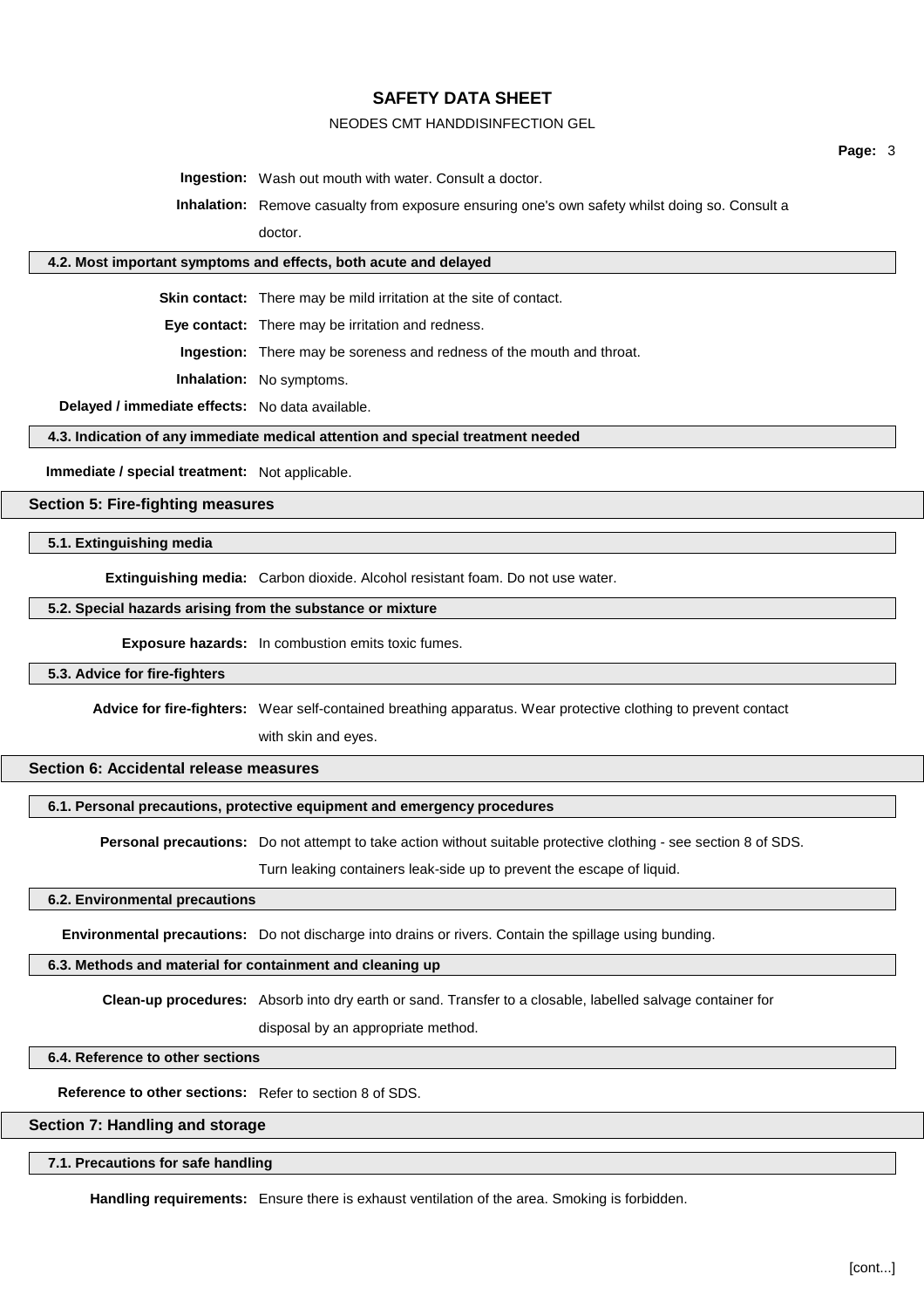**Ingestion:** Wash out mouth with water. Consult a doctor.

**Inhalation:** Remove casualty from exposure ensuring one's own safety whilst doing so. Consult a doctor.

### 4.2. Most important symptoms and effects, both acute and delayed

**Skin contact:** There may be mild irritation at the site of contact.

**Eye contact:** There may be irritation and redness.

**Ingestion:** There may be soreness and redness of the mouth and throat.

**Inhalation:** No symptoms.

**Delayed / immediate effects:** No data available.

### 4.3. Indication of any immediate medical attention and special treatment needed

**Immediate / special treatment:** Not applicable.

## Section 5: Fire-fighting measures

### 5.1. Extinguishing media

**Extinguishing media:** Carbon dioxide. Alcohol resistant foam. Do not use water.

### 5.2. Special hazards arising from the substance or mixture

**Exposure hazards:** In combustion emits toxic fumes.

### 5.3. Advice for fire-fighters

**Advice for fire-fighters:** Wear self-contained breathing apparatus. Wear protective clothing to prevent contact with skin and eyes.

## Section 6: Accidental release measures

### 6.1. Personal precautions, protective equipment and emergency procedures

**Personal precautions:** Do not attempt to take action without suitable protective clothing - see section 8 of SDS. Turn leaking containers leak-side up to prevent the escape of liquid.

### 6.2. Environmental precautions

**Environmental precautions:** Do not discharge into drains or rivers. Contain the spillage using bunding.

### 6.3. Methods and material for containment and cleaning up

**Clean-up procedures:** Absorb into dry earth or sand. Transfer to a closable, labelled salvage container for disposal by an appropriate method.

### 6.4. Reference to other sections

**Reference to other sections:** Refer to section 8 of SDS.

## Section 7: Handling and storage

### 7.1. Precautions for safe handling

**Handling requirements:** Ensure there is exhaust ventilation of the area. Smoking is forbidden.

[cont...]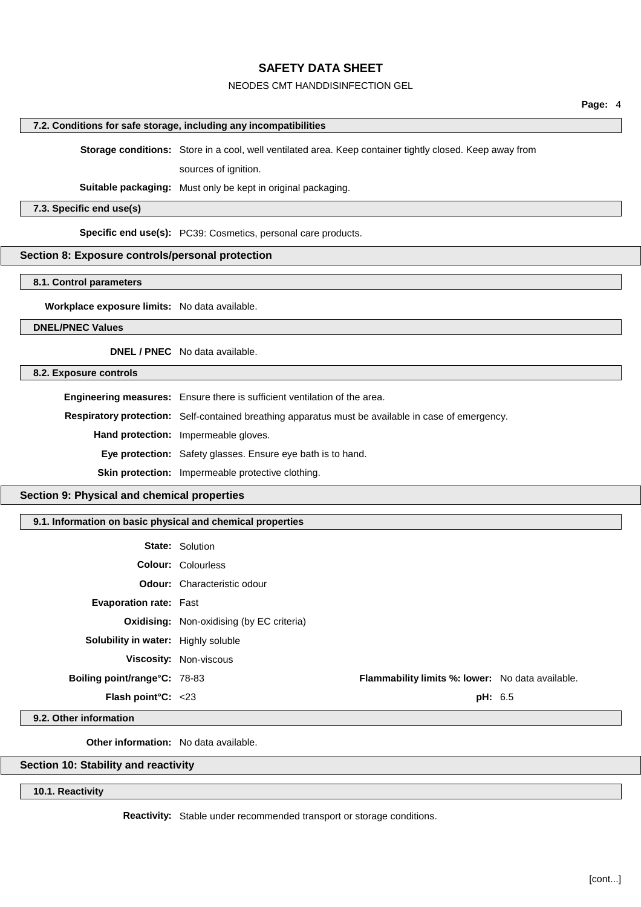### 7.2. Conditions for safe storage, including any incompatibilities

**Storage conditions:** Store in a cool, well ventilated area. Keep container tightly closed. Keep away from sources of ignition.

**Suitable packaging:** Must only be kept in original packaging.

### 7.3. Specific end use(s)

**Specific end use(s):** PC39: Cosmetics, personal care products.

## Section 8: Exposure controls/personal protection

### 8.1. Control parameters

**Workplace exposure limits:** No data available.

### DNEL/PNEC Values

**DNEL / PNEC** No data available.

### 8.2. Exposure controls

**Engineering measures:** Ensure there is sufficient ventilation of the area.

**Respiratory protection:** Self-contained breathing apparatus must be available in case of emergency.

**Hand protection:** Impermeable gloves.

**Eye protection:** Safety glasses. Ensure eye bath is to hand.

**Skin protection:** Impermeable protective clothing.

## Section 9: Physical and chemical properties

### 9.1. Information on basic physical and chemical properties

**State:** Solution

**Colour:** Colourless

**Odour:** Characteristic odour

**Evaporation rate:** Fast

**Oxidising:** Non-oxidising (by EC criteria)

**Solubility in water:** Highly soluble

**Viscosity:** Non-viscous

**Boiling point/range°C:** 78-83

**Flammability limits %: lower:** No data available.

**Flash point°C:** <23

**pH:** 6.5

### 9.2. Other information

**Other information:** No data available.

## Section 10: Stability and reactivity

### 10.1. Reactivity

**Reactivity:** Stable under recommended transport or storage conditions.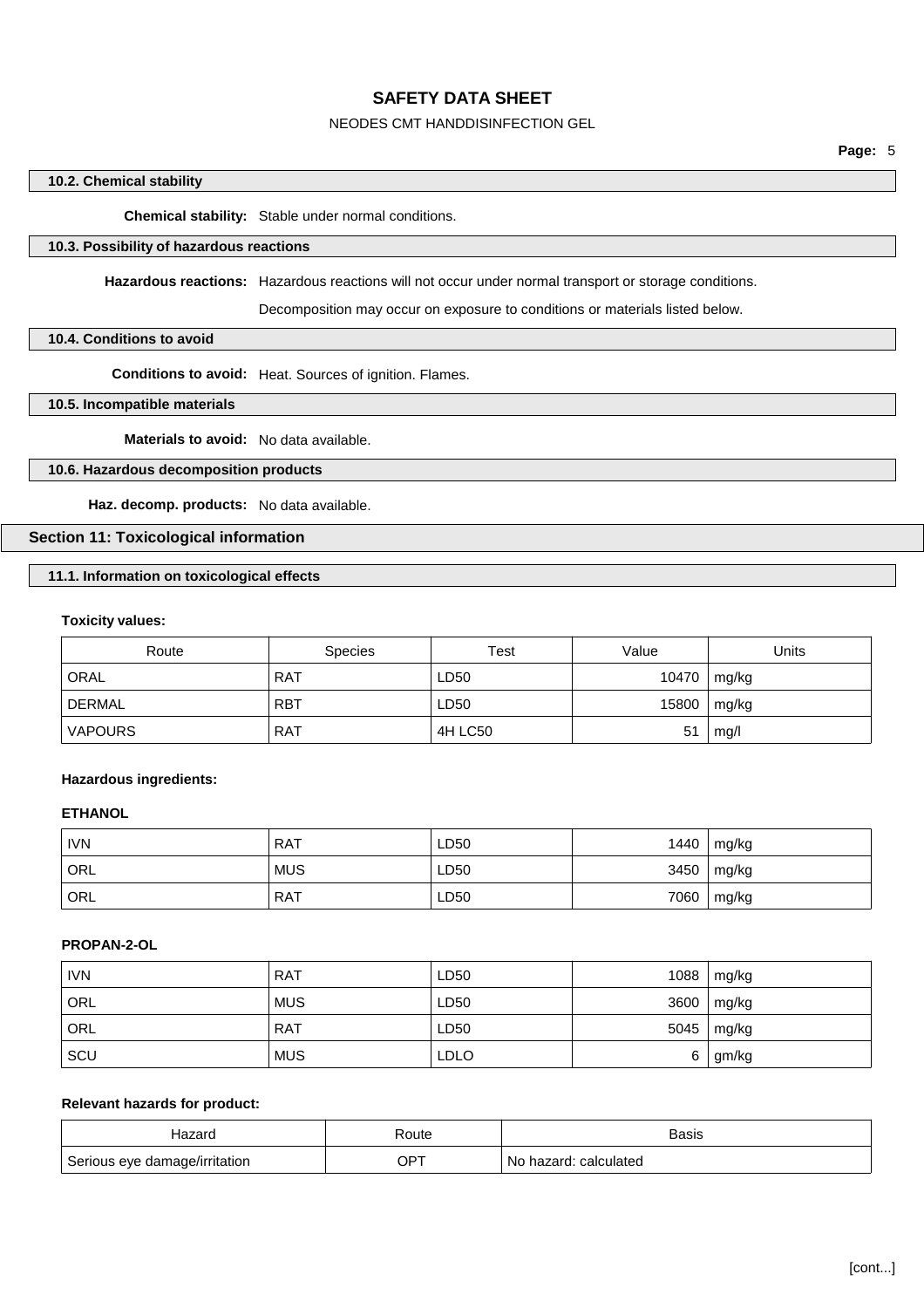### 10.2. Chemical stability

**Chemical stability:** Stable under normal conditions.

### 10.3. Possibility of hazardous reactions

**Hazardous reactions:** Hazardous reactions will not occur under normal transport or storage conditions.

Decomposition may occur on exposure to conditions or materials listed below.

### 10.4. Conditions to avoid

**Conditions to avoid:** Heat. Sources of ignition. Flames.

### 10.5. Incompatible materials

**Materials to avoid:** No data available.

### 10.6. Hazardous decomposition products

**Haz. decomp. products:** No data available.

## Section 11: Toxicological information

### 11.1. Information on toxicological effects

**Toxicity values:**

| Route | Species | Test | Value | Units |
|---|---|---|---|---|
| ORAL | RAT | LD50 | 10470 | mg/kg |
| DERMAL | RBT | LD50 | 15800 | mg/kg |
| VAPOURS | RAT | 4H LC50 | 51 | mg/l |

**Hazardous ingredients:**

**ETHANOL**

| | | | | |
|---|---|---|---|---|
| IVN | RAT | LD50 | 1440 | mg/kg |
| ORL | MUS | LD50 | 3450 | mg/kg |
| ORL | RAT | LD50 | 7060 | mg/kg |

**PROPAN-2-OL**

| | | | | |
|---|---|---|---|---|
| IVN | RAT | LD50 | 1088 | mg/kg |
| ORL | MUS | LD50 | 3600 | mg/kg |
| ORL | RAT | LD50 | 5045 | mg/kg |
| SCU | MUS | LDLO | 6 | gm/kg |

**Relevant hazards for product:**

| Hazard | Route | Basis |
|---|---|---|
| Serious eye damage/irritation | OPT | No hazard: calculated |

[cont...]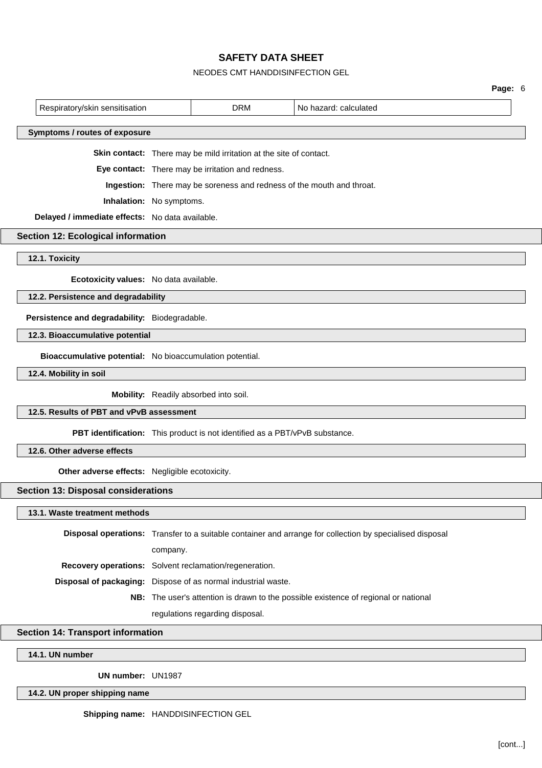| Respiratory/skin sensitisation | DRM | No hazard: calculated |
|---|---|---|

### Symptoms / routes of exposure

**Skin contact:** There may be mild irritation at the site of contact.

**Eye contact:** There may be irritation and redness.

**Ingestion:** There may be soreness and redness of the mouth and throat.

**Inhalation:** No symptoms.

**Delayed / immediate effects:** No data available.

## Section 12: Ecological information

### 12.1. Toxicity

**Ecotoxicity values:** No data available.

### 12.2. Persistence and degradability

**Persistence and degradability:** Biodegradable.

### 12.3. Bioaccumulative potential

**Bioaccumulative potential:** No bioaccumulation potential.

### 12.4. Mobility in soil

**Mobility:** Readily absorbed into soil.

### 12.5. Results of PBT and vPvB assessment

**PBT identification:** This product is not identified as a PBT/vPvB substance.

### 12.6. Other adverse effects

**Other adverse effects:** Negligible ecotoxicity.

## Section 13: Disposal considerations

### 13.1. Waste treatment methods

**Disposal operations:** Transfer to a suitable container and arrange for collection by specialised disposal company.

**Recovery operations:** Solvent reclamation/regeneration.

**Disposal of packaging:** Dispose of as normal industrial waste.

**NB:** The user's attention is drawn to the possible existence of regional or national regulations regarding disposal.

## Section 14: Transport information

### 14.1. UN number

**UN number:** UN1987

### 14.2. UN proper shipping name

**Shipping name:** HANDDISINFECTION GEL

[cont...]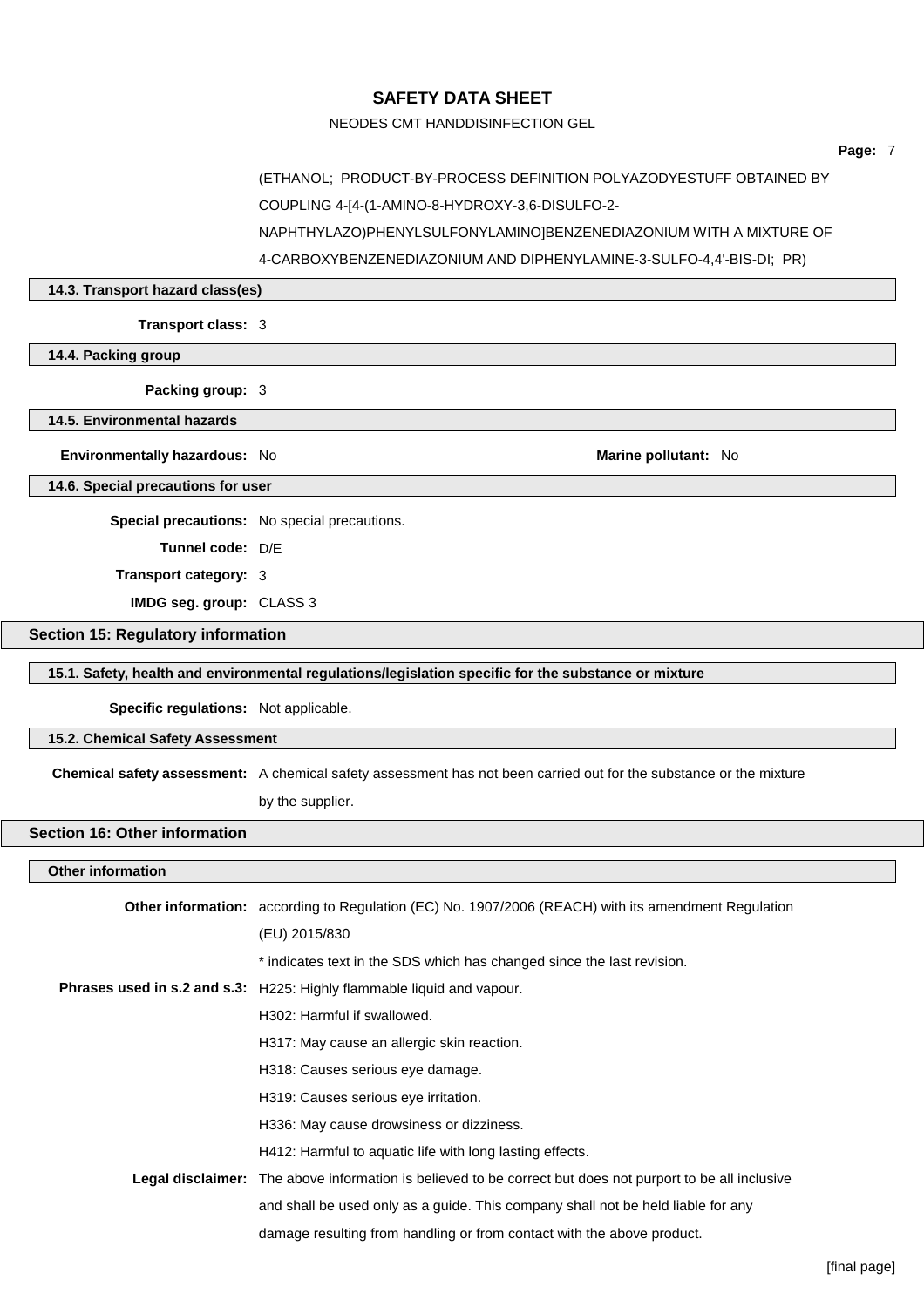(ETHANOL; PRODUCT-BY-PROCESS DEFINITION POLYAZODYESTUFF OBTAINED BY COUPLING 4-[4-(1-AMINO-8-HYDROXY-3,6-DISULFO-2-NAPHTHYLAZO)PHENYLSULFONYLAMINO]BENZENEDIAZONIUM WITH A MIXTURE OF 4-CARBOXYBENZENEDIAZONIUM AND DIPHENYLAMINE-3-SULFO-4,4'-BIS-DI; PR)

### 14.3. Transport hazard class(es)

**Transport class:** 3

### 14.4. Packing group

**Packing group:** 3

### 14.5. Environmental hazards

**Environmentally hazardous:** No

**Marine pollutant:** No

### 14.6. Special precautions for user

**Special precautions:** No special precautions.

**Tunnel code:** D/E

**Transport category:** 3

**IMDG seg. group:** CLASS 3

## Section 15: Regulatory information

### 15.1. Safety, health and environmental regulations/legislation specific for the substance or mixture

**Specific regulations:** Not applicable.

### 15.2. Chemical Safety Assessment

**Chemical safety assessment:** A chemical safety assessment has not been carried out for the substance or the mixture by the supplier.

## Section 16: Other information

### Other information

**Other information:** according to Regulation (EC) No. 1907/2006 (REACH) with its amendment Regulation (EU) 2015/830

* indicates text in the SDS which has changed since the last revision.

**Phrases used in s.2 and s.3:** H225: Highly flammable liquid and vapour.

H302: Harmful if swallowed.

H317: May cause an allergic skin reaction.

H318: Causes serious eye damage.

H319: Causes serious eye irritation.

H336: May cause drowsiness or dizziness.

H412: Harmful to aquatic life with long lasting effects.

**Legal disclaimer:** The above information is believed to be correct but does not purport to be all inclusive and shall be used only as a guide. This company shall not be held liable for any damage resulting from handling or from contact with the above product.

[final page]